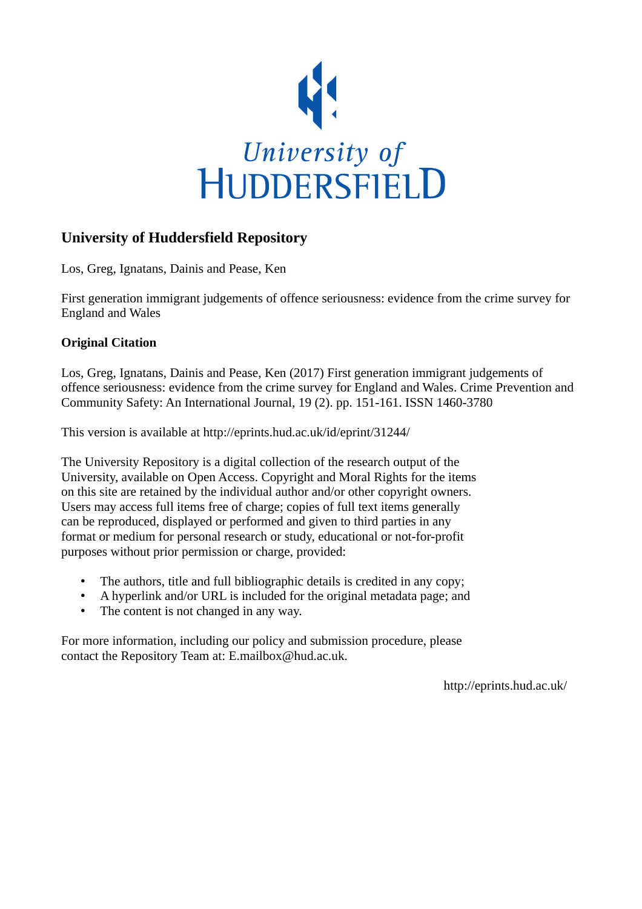University of HUDDERSFIELD

## University of Huddersfield Repository

Los, Greg, Ignatans, Dainis and Pease, Ken

First generation immigrant judgements of offence seriousness: evidence from the crime survey for England and Wales

### Original Citation

Los, Greg, Ignatans, Dainis and Pease, Ken (2017) First generation immigrant judgements of offence seriousness: evidence from the crime survey for England and Wales. Crime Prevention and Community Safety: An International Journal, 19 (2). pp. 151-161. ISSN 1460-3780

This version is available at http://eprints.hud.ac.uk/id/eprint/31244/

The University Repository is a digital collection of the research output of the University, available on Open Access. Copyright and Moral Rights for the items on this site are retained by the individual author and/or other copyright owners. Users may access full items free of charge; copies of full text items generally can be reproduced, displayed or performed and given to third parties in any format or medium for personal research or study, educational or not-for-profit purposes without prior permission or charge, provided:

- The authors, title and full bibliographic details is credited in any copy;
- A hyperlink and/or URL is included for the original metadata page; and
- The content is not changed in any way.

For more information, including our policy and submission procedure, please contact the Repository Team at: E.mailbox@hud.ac.uk.

http://eprints.hud.ac.uk/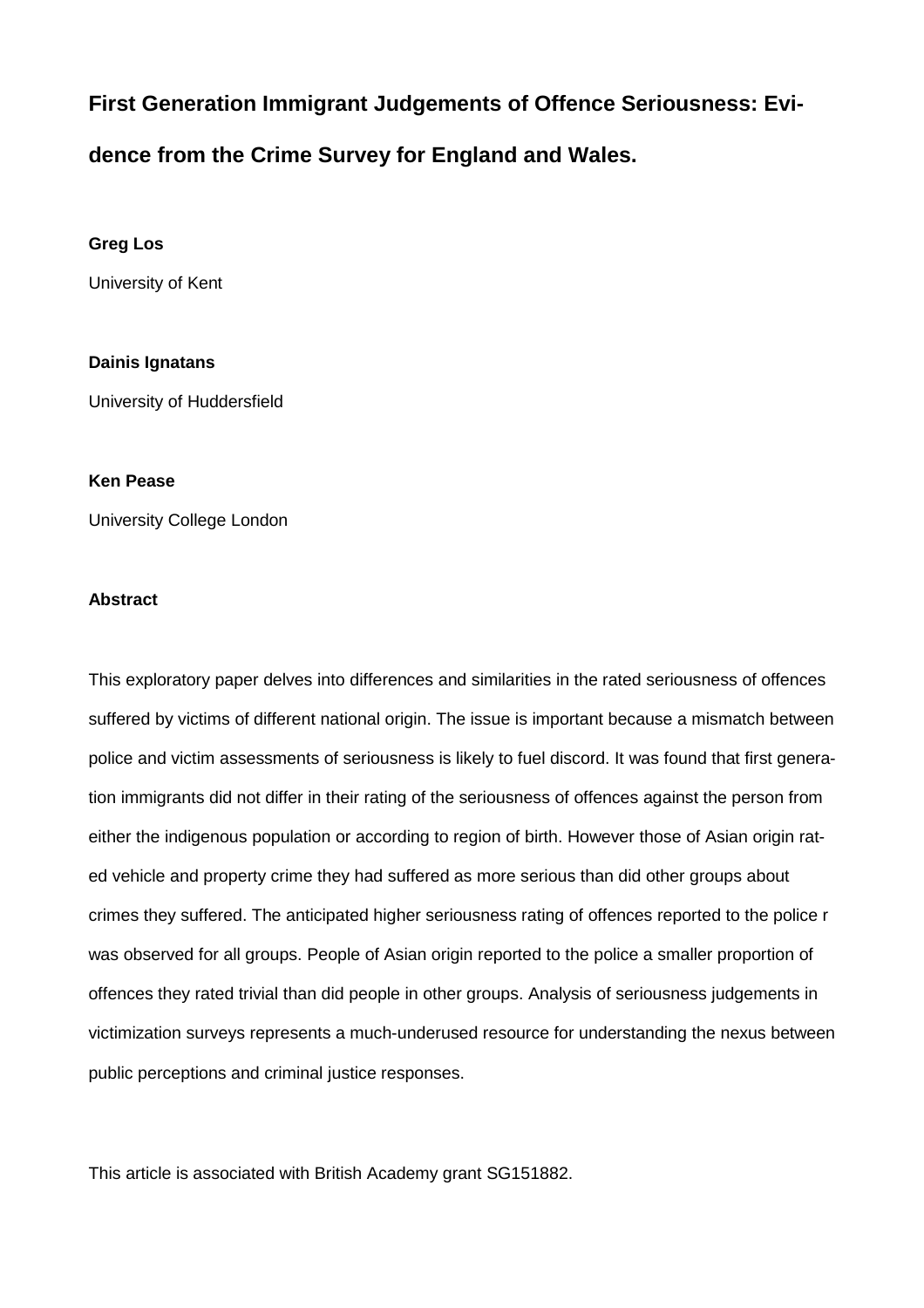# First Generation Immigrant Judgements of Offence Seriousness: Evidence from the Crime Survey for England and Wales.

**Greg Los**

University of Kent

**Dainis Ignatans**

University of Huddersfield

**Ken Pease**

University College London

**Abstract**

This exploratory paper delves into differences and similarities in the rated seriousness of offences suffered by victims of different national origin. The issue is important because a mismatch between police and victim assessments of seriousness is likely to fuel discord. It was found that first generation immigrants did not differ in their rating of the seriousness of offences against the person from either the indigenous population or according to region of birth. However those of Asian origin rated vehicle and property crime they had suffered as more serious than did other groups about crimes they suffered. The anticipated higher seriousness rating of offences reported to the police r was observed for all groups. People of Asian origin reported to the police a smaller proportion of offences they rated trivial than did people in other groups. Analysis of seriousness judgements in victimization surveys represents a much-underused resource for understanding the nexus between public perceptions and criminal justice responses.

This article is associated with British Academy grant SG151882.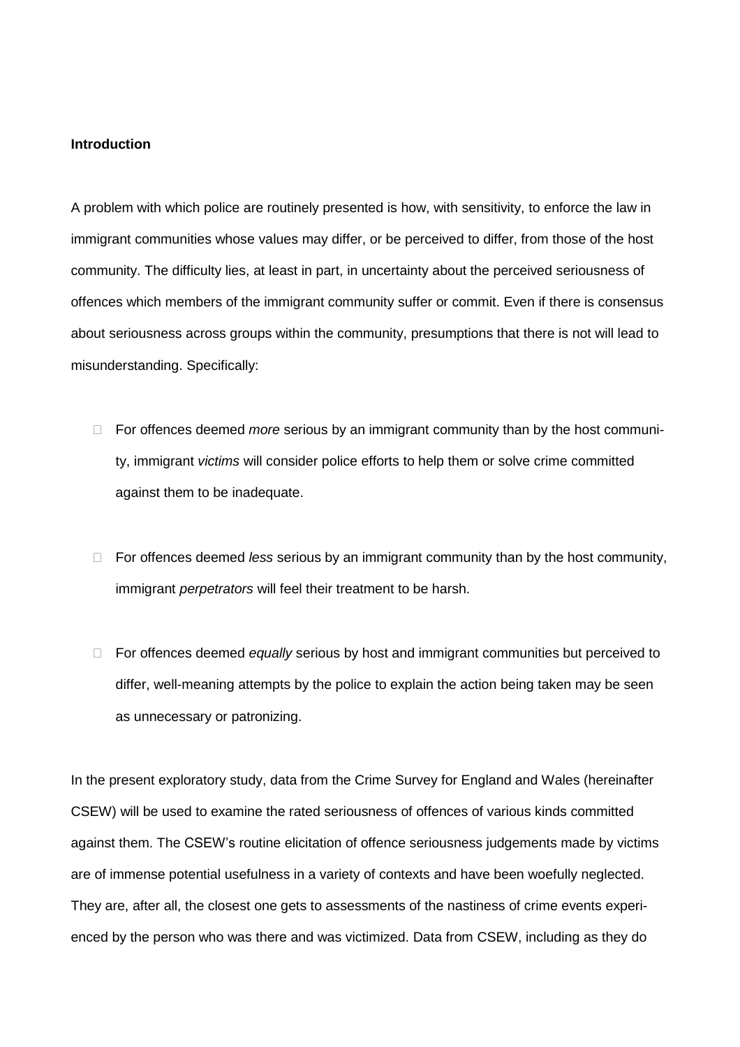**Introduction**

A problem with which police are routinely presented is how, with sensitivity, to enforce the law in immigrant communities whose values may differ, or be perceived to differ, from those of the host community. The difficulty lies, at least in part, in uncertainty about the perceived seriousness of offences which members of the immigrant community suffer or commit. Even if there is consensus about seriousness across groups within the community, presumptions that there is not will lead to misunderstanding. Specifically:

- For offences deemed *more* serious by an immigrant community than by the host community, immigrant *victims* will consider police efforts to help them or solve crime committed against them to be inadequate.

- For offences deemed *less* serious by an immigrant community than by the host community, immigrant *perpetrators* will feel their treatment to be harsh.

- For offences deemed *equally* serious by host and immigrant communities but perceived to differ, well-meaning attempts by the police to explain the action being taken may be seen as unnecessary or patronizing.

In the present exploratory study, data from the Crime Survey for England and Wales (hereinafter CSEW) will be used to examine the rated seriousness of offences of various kinds committed against them. The CSEW's routine elicitation of offence seriousness judgements made by victims are of immense potential usefulness in a variety of contexts and have been woefully neglected. They are, after all, the closest one gets to assessments of the nastiness of crime events experienced by the person who was there and was victimized. Data from CSEW, including as they do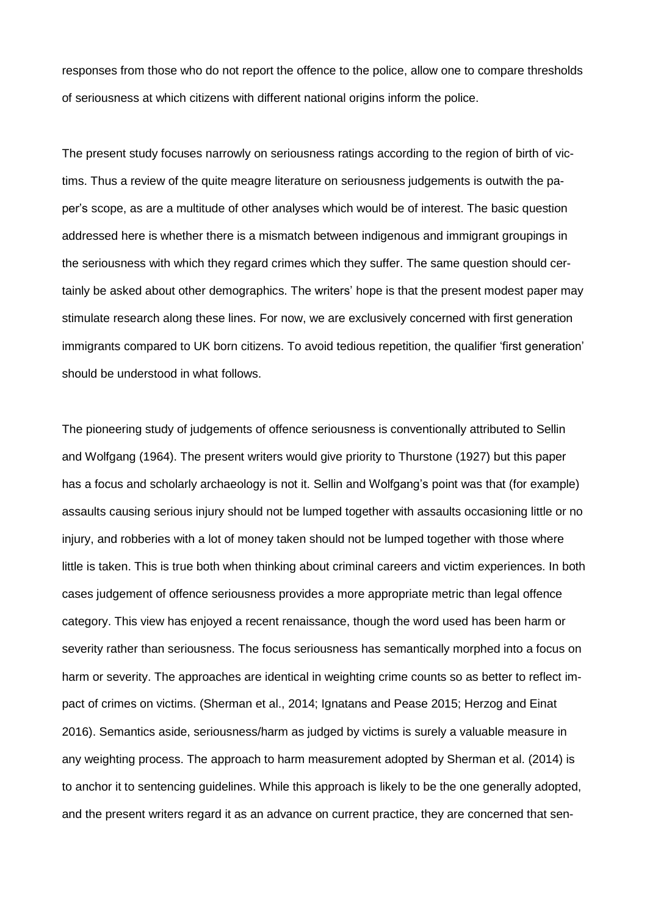responses from those who do not report the offence to the police, allow one to compare thresholds of seriousness at which citizens with different national origins inform the police.

The present study focuses narrowly on seriousness ratings according to the region of birth of victims. Thus a review of the quite meagre literature on seriousness judgements is outwith the paper's scope, as are a multitude of other analyses which would be of interest. The basic question addressed here is whether there is a mismatch between indigenous and immigrant groupings in the seriousness with which they regard crimes which they suffer. The same question should certainly be asked about other demographics. The writers' hope is that the present modest paper may stimulate research along these lines. For now, we are exclusively concerned with first generation immigrants compared to UK born citizens. To avoid tedious repetition, the qualifier 'first generation' should be understood in what follows.

The pioneering study of judgements of offence seriousness is conventionally attributed to Sellin and Wolfgang (1964). The present writers would give priority to Thurstone (1927) but this paper has a focus and scholarly archaeology is not it. Sellin and Wolfgang's point was that (for example) assaults causing serious injury should not be lumped together with assaults occasioning little or no injury, and robberies with a lot of money taken should not be lumped together with those where little is taken. This is true both when thinking about criminal careers and victim experiences. In both cases judgement of offence seriousness provides a more appropriate metric than legal offence category. This view has enjoyed a recent renaissance, though the word used has been harm or severity rather than seriousness. The focus seriousness has semantically morphed into a focus on harm or severity. The approaches are identical in weighting crime counts so as better to reflect impact of crimes on victims. (Sherman et al., 2014; Ignatans and Pease 2015; Herzog and Einat 2016). Semantics aside, seriousness/harm as judged by victims is surely a valuable measure in any weighting process. The approach to harm measurement adopted by Sherman et al. (2014) is to anchor it to sentencing guidelines. While this approach is likely to be the one generally adopted, and the present writers regard it as an advance on current practice, they are concerned that sen-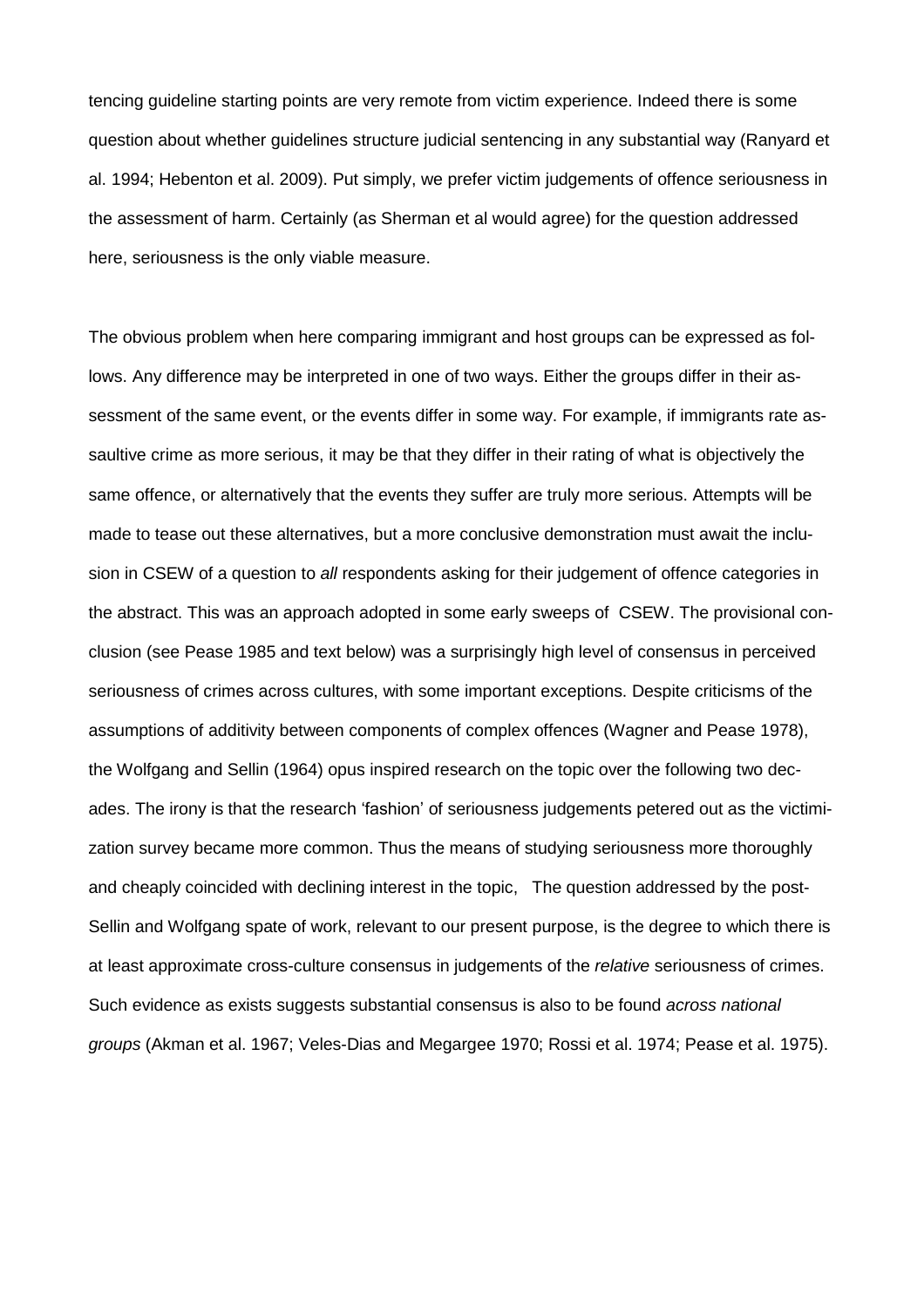tencing guideline starting points are very remote from victim experience. Indeed there is some question about whether guidelines structure judicial sentencing in any substantial way (Ranyard et al. 1994; Hebenton et al. 2009). Put simply, we prefer victim judgements of offence seriousness in the assessment of harm. Certainly (as Sherman et al would agree) for the question addressed here, seriousness is the only viable measure.

The obvious problem when here comparing immigrant and host groups can be expressed as follows. Any difference may be interpreted in one of two ways. Either the groups differ in their assessment of the same event, or the events differ in some way. For example, if immigrants rate assaultive crime as more serious, it may be that they differ in their rating of what is objectively the same offence, or alternatively that the events they suffer are truly more serious. Attempts will be made to tease out these alternatives, but a more conclusive demonstration must await the inclusion in CSEW of a question to *all* respondents asking for their judgement of offence categories in the abstract. This was an approach adopted in some early sweeps of CSEW. The provisional conclusion (see Pease 1985 and text below) was a surprisingly high level of consensus in perceived seriousness of crimes across cultures, with some important exceptions. Despite criticisms of the assumptions of additivity between components of complex offences (Wagner and Pease 1978), the Wolfgang and Sellin (1964) opus inspired research on the topic over the following two decades. The irony is that the research 'fashion' of seriousness judgements petered out as the victimization survey became more common. Thus the means of studying seriousness more thoroughly and cheaply coincided with declining interest in the topic, The question addressed by the post-Sellin and Wolfgang spate of work, relevant to our present purpose, is the degree to which there is at least approximate cross-culture consensus in judgements of the *relative* seriousness of crimes. Such evidence as exists suggests substantial consensus is also to be found *across national groups* (Akman et al. 1967; Veles-Dias and Megargee 1970; Rossi et al. 1974; Pease et al. 1975).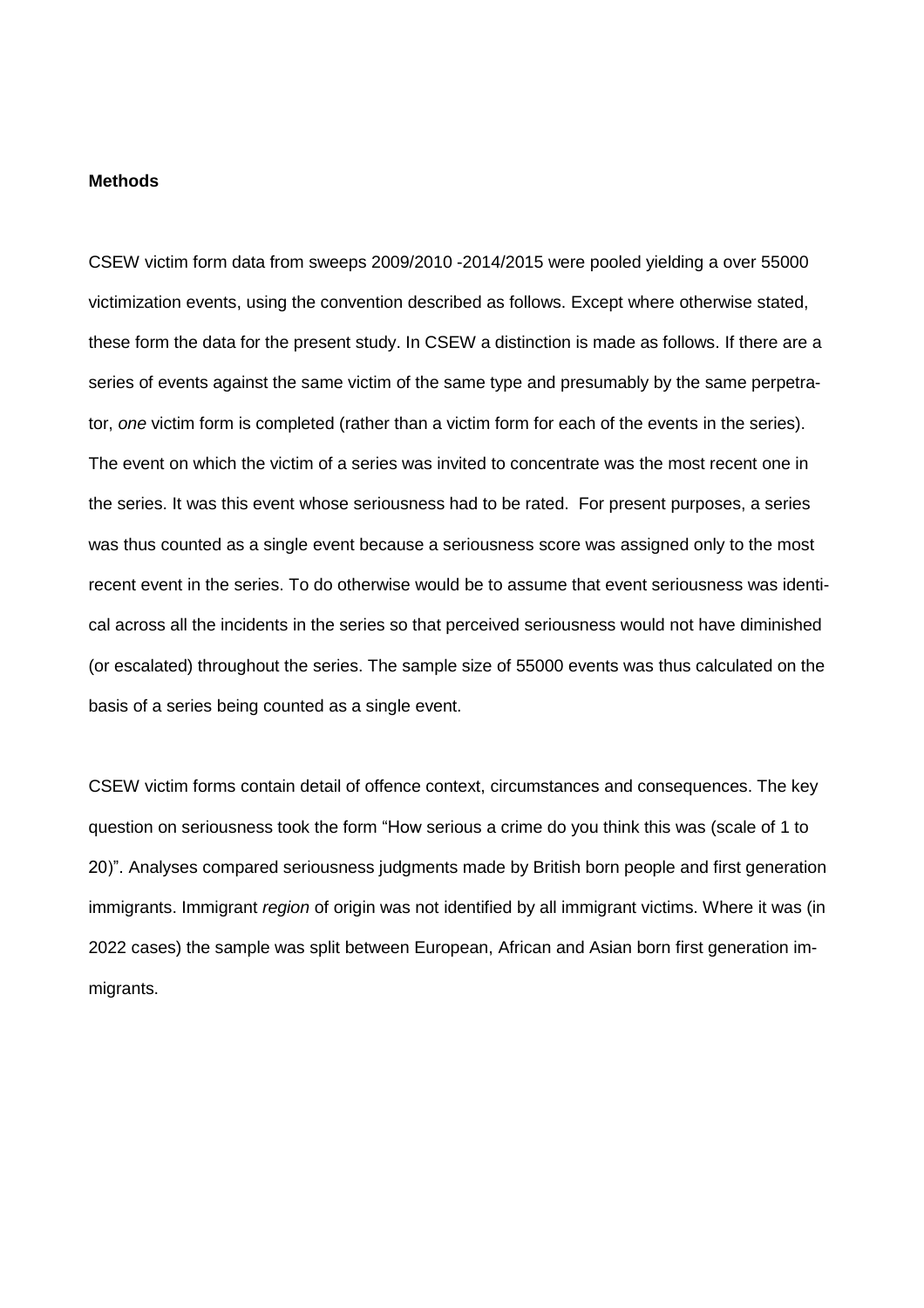**Methods**

CSEW victim form data from sweeps 2009/2010 -2014/2015 were pooled yielding a over 55000 victimization events, using the convention described as follows. Except where otherwise stated, these form the data for the present study. In CSEW a distinction is made as follows. If there are a series of events against the same victim of the same type and presumably by the same perpetrator, *one* victim form is completed (rather than a victim form for each of the events in the series). The event on which the victim of a series was invited to concentrate was the most recent one in the series. It was this event whose seriousness had to be rated. For present purposes, a series was thus counted as a single event because a seriousness score was assigned only to the most recent event in the series. To do otherwise would be to assume that event seriousness was identical across all the incidents in the series so that perceived seriousness would not have diminished (or escalated) throughout the series. The sample size of 55000 events was thus calculated on the basis of a series being counted as a single event.

CSEW victim forms contain detail of offence context, circumstances and consequences. The key question on seriousness took the form "How serious a crime do you think this was (scale of 1 to 20)". Analyses compared seriousness judgments made by British born people and first generation immigrants. Immigrant *region* of origin was not identified by all immigrant victims. Where it was (in 2022 cases) the sample was split between European, African and Asian born first generation immigrants.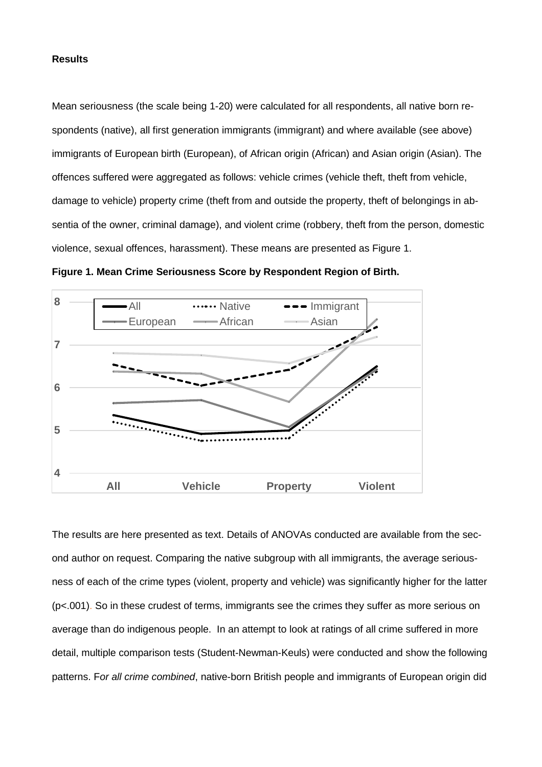**Results**

Mean seriousness (the scale being 1-20) were calculated for all respondents, all native born respondents (native), all first generation immigrants (immigrant) and where available (see above) immigrants of European birth (European), of African origin (African) and Asian origin (Asian). The offences suffered were aggregated as follows: vehicle crimes (vehicle theft, theft from vehicle, damage to vehicle) property crime (theft from and outside the property, theft of belongings in absentia of the owner, criminal damage), and violent crime (robbery, theft from the person, domestic violence, sexual offences, harassment). These means are presented as Figure 1.

**Figure 1. Mean Crime Seriousness Score by Respondent Region of Birth.**

The results are here presented as text. Details of ANOVAs conducted are available from the second author on request. Comparing the native subgroup with all immigrants, the average seriousness of each of the crime types (violent, property and vehicle) was significantly higher for the latter ($p<.001$). So in these crudest of terms, immigrants see the crimes they suffer as more serious on average than do indigenous people. In an attempt to look at ratings of all crime suffered in more detail, multiple comparison tests (Student-Newman-Keuls) were conducted and show the following patterns. F*or all crime combined*, native-born British people and immigrants of European origin did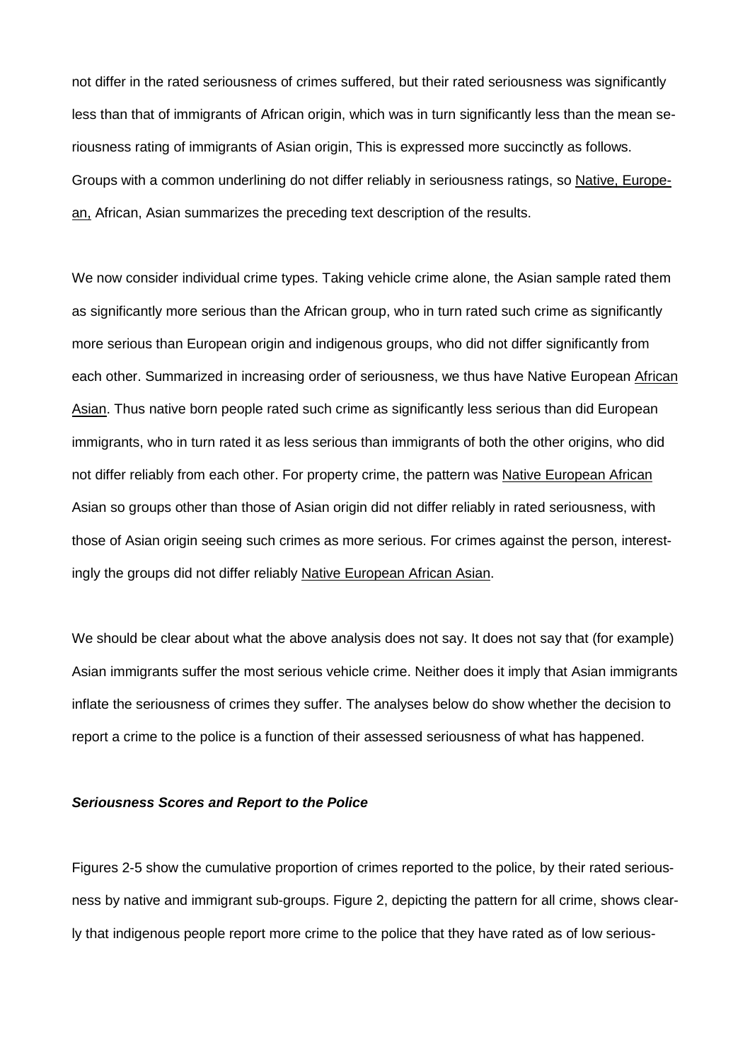not differ in the rated seriousness of crimes suffered, but their rated seriousness was significantly less than that of immigrants of African origin, which was in turn significantly less than the mean seriousness rating of immigrants of Asian origin, This is expressed more succinctly as follows. Groups with a common underlining do not differ reliably in seriousness ratings, so <u>Native, European,</u> African, Asian summarizes the preceding text description of the results.

We now consider individual crime types. Taking vehicle crime alone, the Asian sample rated them as significantly more serious than the African group, who in turn rated such crime as significantly more serious than European origin and indigenous groups, who did not differ significantly from each other. Summarized in increasing order of seriousness, we thus have Native European <u>African Asian</u>. Thus native born people rated such crime as significantly less serious than did European immigrants, who in turn rated it as less serious than immigrants of both the other origins, who did not differ reliably from each other. For property crime, the pattern was <u>Native European African</u> Asian so groups other than those of Asian origin did not differ reliably in rated seriousness, with those of Asian origin seeing such crimes as more serious. For crimes against the person, interestingly the groups did not differ reliably <u>Native European African Asian</u>.

We should be clear about what the above analysis does not say. It does not say that (for example) Asian immigrants suffer the most serious vehicle crime. Neither does it imply that Asian immigrants inflate the seriousness of crimes they suffer. The analyses below do show whether the decision to report a crime to the police is a function of their assessed seriousness of what has happened.

### ***Seriousness Scores and Report to the Police***

Figures 2-5 show the cumulative proportion of crimes reported to the police, by their rated seriousness by native and immigrant sub-groups. Figure 2, depicting the pattern for all crime, shows clearly that indigenous people report more crime to the police that they have rated as of low serious-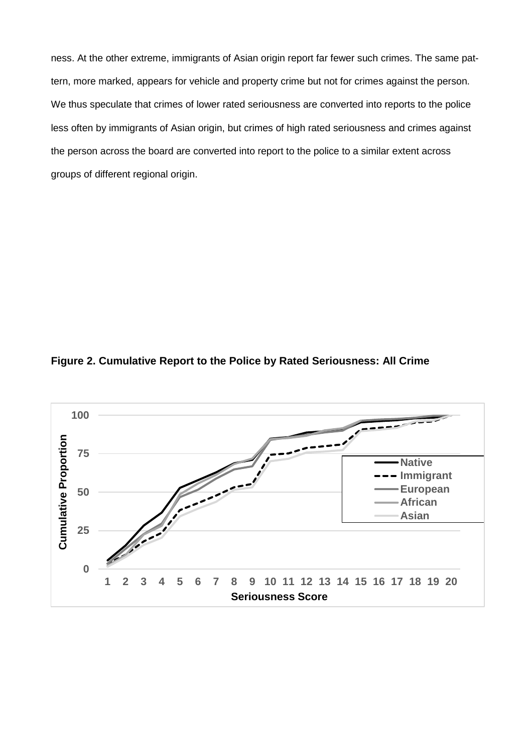ness. At the other extreme, immigrants of Asian origin report far fewer such crimes. The same pattern, more marked, appears for vehicle and property crime but not for crimes against the person. We thus speculate that crimes of lower rated seriousness are converted into reports to the police less often by immigrants of Asian origin, but crimes of high rated seriousness and crimes against the person across the board are converted into report to the police to a similar extent across groups of different regional origin.

**Figure 2. Cumulative Report to the Police by Rated Seriousness: All Crime**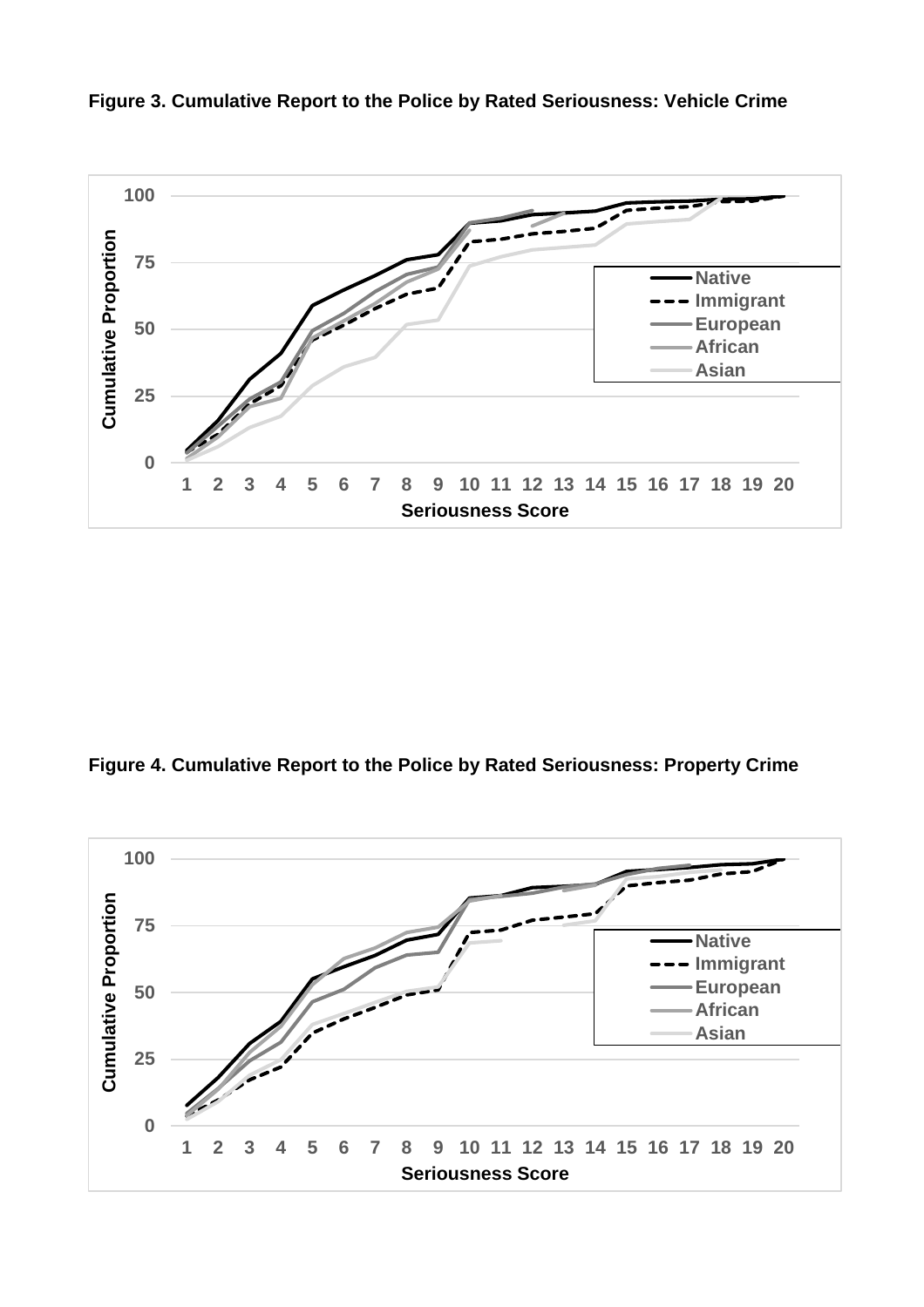**Figure 3. Cumulative Report to the Police by Rated Seriousness: Vehicle Crime**

**Figure 4. Cumulative Report to the Police by Rated Seriousness: Property Crime**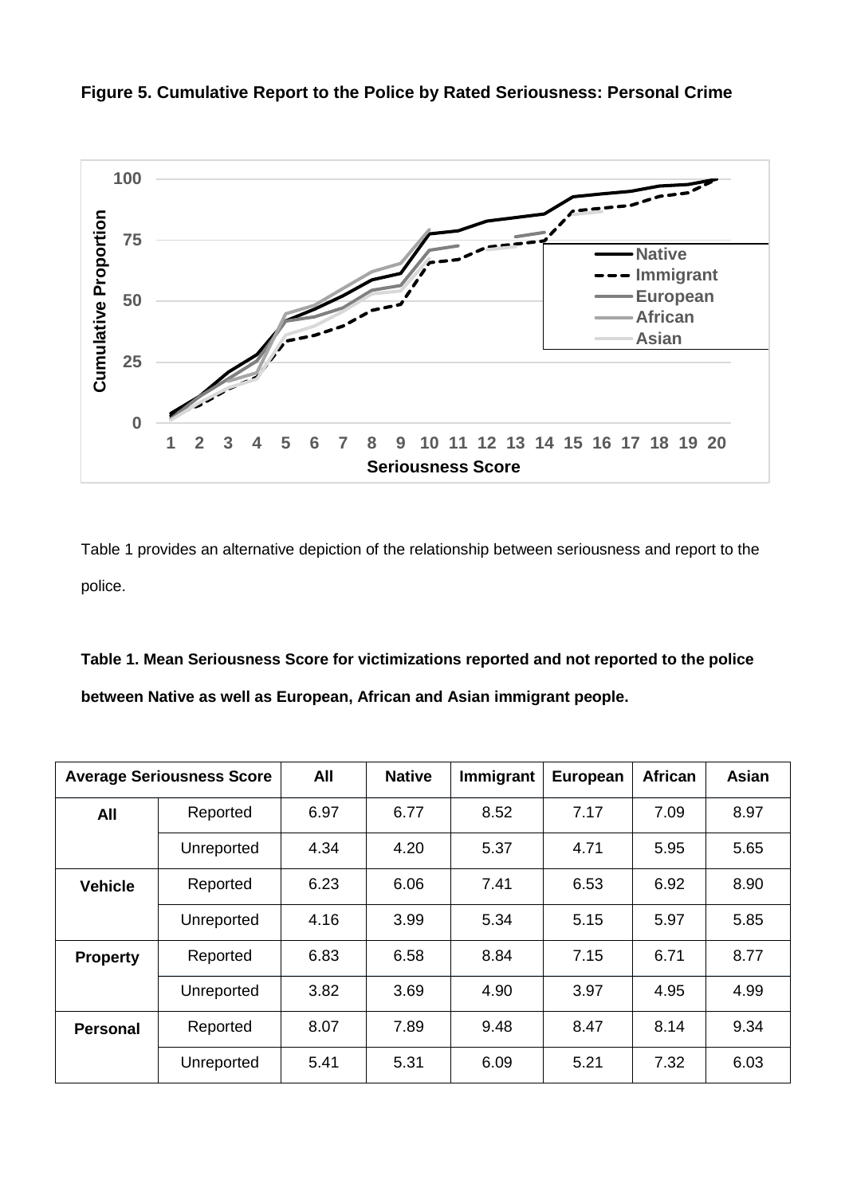**Figure 5. Cumulative Report to the Police by Rated Seriousness: Personal Crime**

Table 1 provides an alternative depiction of the relationship between seriousness and report to the police.

**Table 1. Mean Seriousness Score for victimizations reported and not reported to the police between Native as well as European, African and Asian immigrant people.**

| Average Seriousness Score | | All | Native | Immigrant | European | African | Asian |
|---|---|---|---|---|---|---|---|
| **All** | Reported | 6.97 | 6.77 | 8.52 | 7.17 | 7.09 | 8.97 |
| | Unreported | 4.34 | 4.20 | 5.37 | 4.71 | 5.95 | 5.65 |
| **Vehicle** | Reported | 6.23 | 6.06 | 7.41 | 6.53 | 6.92 | 8.90 |
| | Unreported | 4.16 | 3.99 | 5.34 | 5.15 | 5.97 | 5.85 |
| **Property** | Reported | 6.83 | 6.58 | 8.84 | 7.15 | 6.71 | 8.77 |
| | Unreported | 3.82 | 3.69 | 4.90 | 3.97 | 4.95 | 4.99 |
| **Personal** | Reported | 8.07 | 7.89 | 9.48 | 8.47 | 8.14 | 9.34 |
| | Unreported | 5.41 | 5.31 | 6.09 | 5.21 | 7.32 | 6.03 |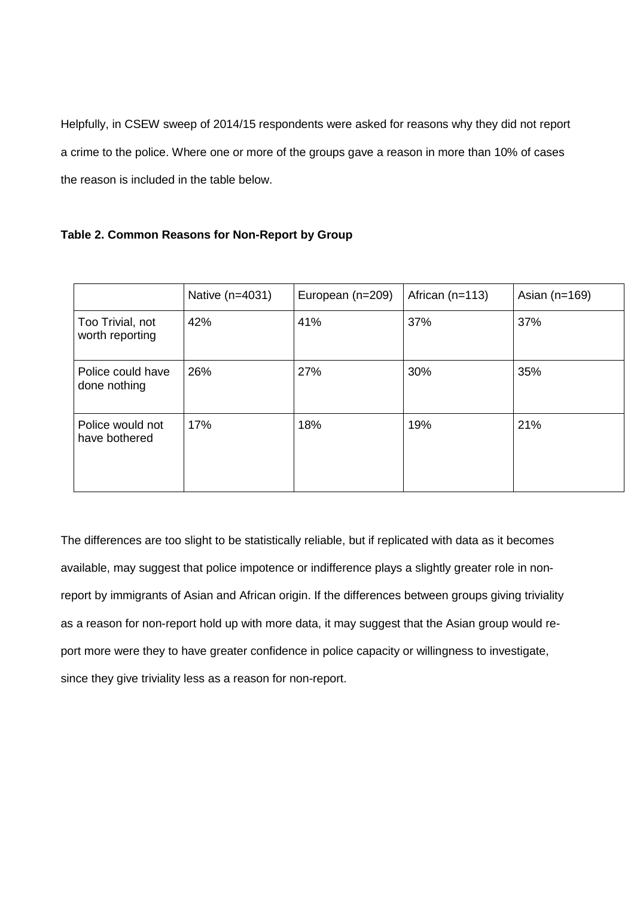Helpfully, in CSEW sweep of 2014/15 respondents were asked for reasons why they did not report a crime to the police. Where one or more of the groups gave a reason in more than 10% of cases the reason is included in the table below.

**Table 2. Common Reasons for Non-Report by Group**

| | Native (n=4031) | European (n=209) | African (n=113) | Asian (n=169) |
|---|---|---|---|---|
| Too Trivial, not worth reporting | 42% | 41% | 37% | 37% |
| Police could have done nothing | 26% | 27% | 30% | 35% |
| Police would not have bothered | 17% | 18% | 19% | 21% |

The differences are too slight to be statistically reliable, but if replicated with data as it becomes available, may suggest that police impotence or indifference plays a slightly greater role in non-report by immigrants of Asian and African origin. If the differences between groups giving triviality as a reason for non-report hold up with more data, it may suggest that the Asian group would report more were they to have greater confidence in police capacity or willingness to investigate, since they give triviality less as a reason for non-report.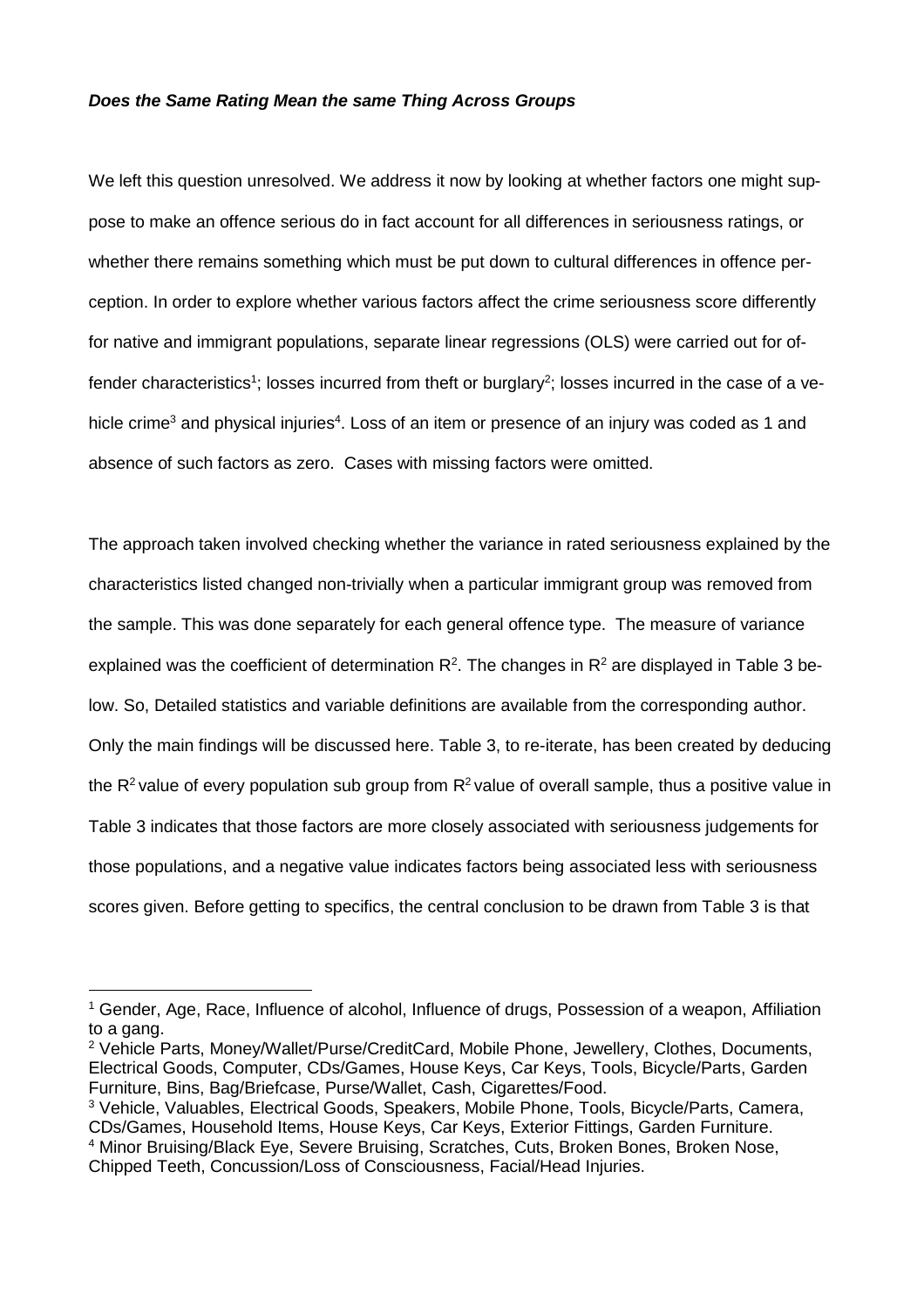***Does the Same Rating Mean the same Thing Across Groups***

We left this question unresolved. We address it now by looking at whether factors one might suppose to make an offence serious do in fact account for all differences in seriousness ratings, or whether there remains something which must be put down to cultural differences in offence perception. In order to explore whether various factors affect the crime seriousness score differently for native and immigrant populations, separate linear regressions (OLS) were carried out for offender characteristics[1]; losses incurred from theft or burglary[2]; losses incurred in the case of a vehicle crime[3] and physical injuries[4]. Loss of an item or presence of an injury was coded as 1 and absence of such factors as zero. Cases with missing factors were omitted.

The approach taken involved checking whether the variance in rated seriousness explained by the characteristics listed changed non-trivially when a particular immigrant group was removed from the sample. This was done separately for each general offence type. The measure of variance explained was the coefficient of determination $R^2$. The changes in $R^2$ are displayed in Table 3 below. So, Detailed statistics and variable definitions are available from the corresponding author. Only the main findings will be discussed here. Table 3, to re-iterate, has been created by deducing the $R^2$ value of every population sub group from $R^2$ value of overall sample, thus a positive value in Table 3 indicates that those factors are more closely associated with seriousness judgements for those populations, and a negative value indicates factors being associated less with seriousness scores given. Before getting to specifics, the central conclusion to be drawn from Table 3 is that

---

[1] Gender, Age, Race, Influence of alcohol, Influence of drugs, Possession of a weapon, Affiliation to a gang.

[2] Vehicle Parts, Money/Wallet/Purse/CreditCard, Mobile Phone, Jewellery, Clothes, Documents, Electrical Goods, Computer, CDs/Games, House Keys, Car Keys, Tools, Bicycle/Parts, Garden Furniture, Bins, Bag/Briefcase, Purse/Wallet, Cash, Cigarettes/Food.

[3] Vehicle, Valuables, Electrical Goods, Speakers, Mobile Phone, Tools, Bicycle/Parts, Camera, CDs/Games, Household Items, House Keys, Car Keys, Exterior Fittings, Garden Furniture.

[4] Minor Bruising/Black Eye, Severe Bruising, Scratches, Cuts, Broken Bones, Broken Nose, Chipped Teeth, Concussion/Loss of Consciousness, Facial/Head Injuries.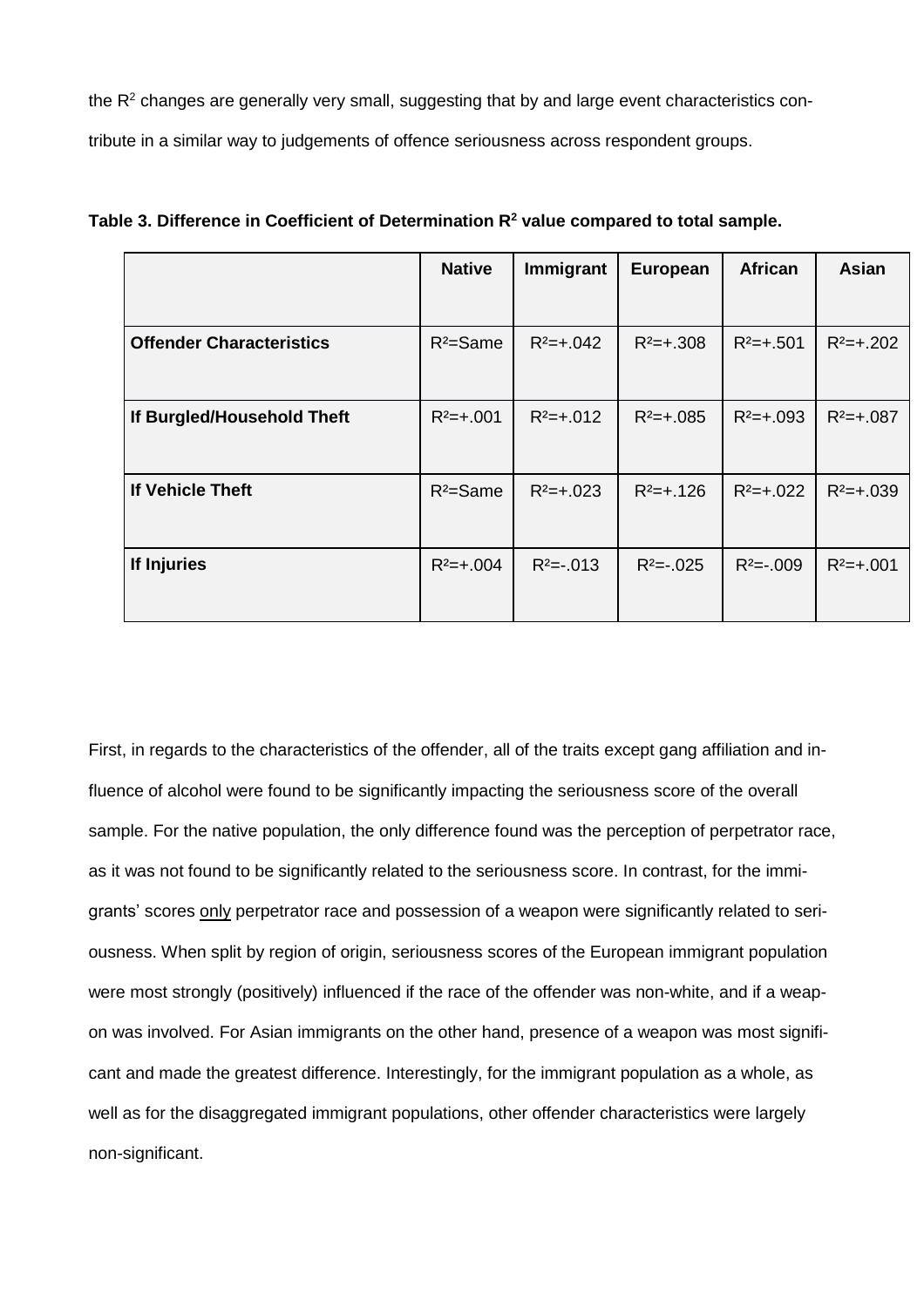the $R^2$ changes are generally very small, suggesting that by and large event characteristics contribute in a similar way to judgements of offence seriousness across respondent groups.

**Table 3. Difference in Coefficient of Determination $R^2$ value compared to total sample.**

| | Native | Immigrant | European | African | Asian |
|---|---|---|---|---|---|
| **Offender Characteristics** | $R^2$=Same | $R^2$=+.042 | $R^2$=+.308 | $R^2$=+.501 | $R^2$=+.202 |
| **If Burgled/Household Theft** | $R^2$=+.001 | $R^2$=+.012 | $R^2$=+.085 | $R^2$=+.093 | $R^2$=+.087 |
| **If Vehicle Theft** | $R^2$=Same | $R^2$=+.023 | $R^2$=+.126 | $R^2$=+.022 | $R^2$=+.039 |
| **If Injuries** | $R^2$=+.004 | $R^2$=-.013 | $R^2$=-.025 | $R^2$=-.009 | $R^2$=+.001 |

First, in regards to the characteristics of the offender, all of the traits except gang affiliation and influence of alcohol were found to be significantly impacting the seriousness score of the overall sample. For the native population, the only difference found was the perception of perpetrator race, as it was not found to be significantly related to the seriousness score. In contrast, for the immigrants' scores only perpetrator race and possession of a weapon were significantly related to seriousness. When split by region of origin, seriousness scores of the European immigrant population were most strongly (positively) influenced if the race of the offender was non-white, and if a weapon was involved. For Asian immigrants on the other hand, presence of a weapon was most significant and made the greatest difference. Interestingly, for the immigrant population as a whole, as well as for the disaggregated immigrant populations, other offender characteristics were largely non-significant.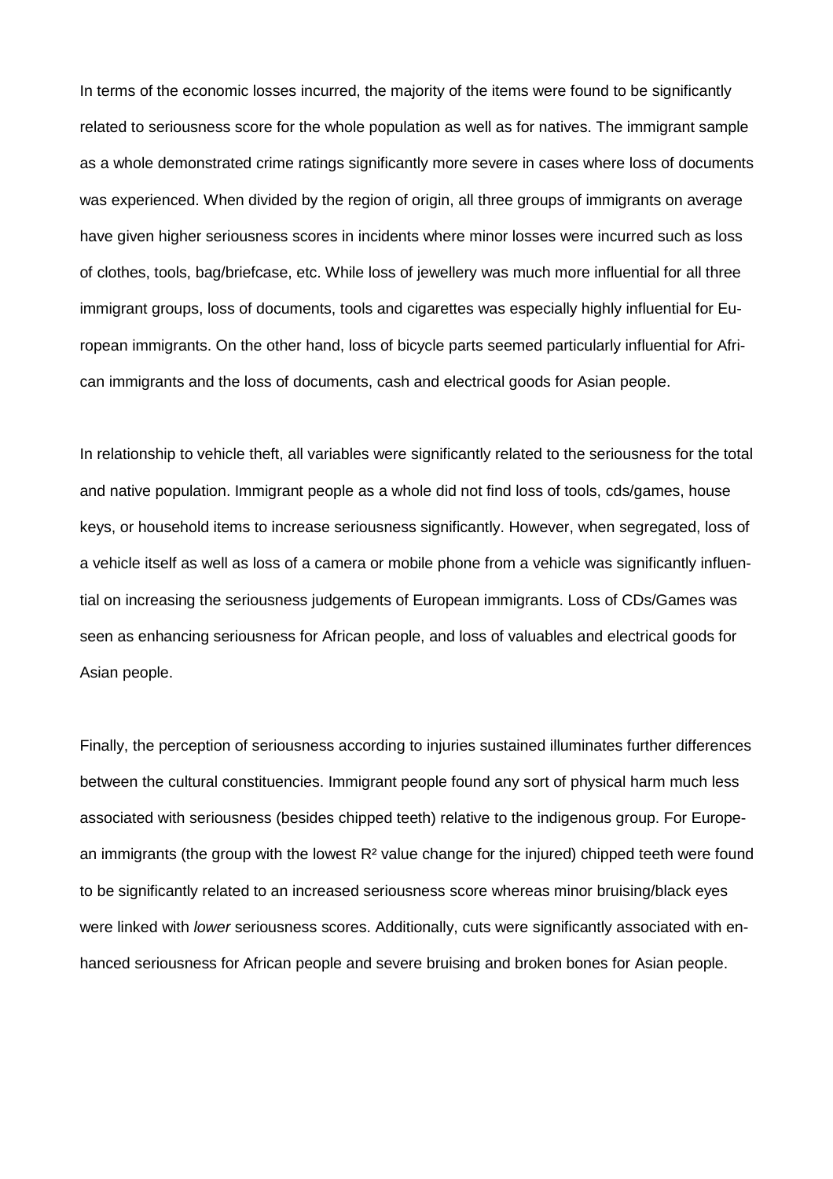In terms of the economic losses incurred, the majority of the items were found to be significantly related to seriousness score for the whole population as well as for natives. The immigrant sample as a whole demonstrated crime ratings significantly more severe in cases where loss of documents was experienced. When divided by the region of origin, all three groups of immigrants on average have given higher seriousness scores in incidents where minor losses were incurred such as loss of clothes, tools, bag/briefcase, etc. While loss of jewellery was much more influential for all three immigrant groups, loss of documents, tools and cigarettes was especially highly influential for European immigrants. On the other hand, loss of bicycle parts seemed particularly influential for African immigrants and the loss of documents, cash and electrical goods for Asian people.

In relationship to vehicle theft, all variables were significantly related to the seriousness for the total and native population. Immigrant people as a whole did not find loss of tools, cds/games, house keys, or household items to increase seriousness significantly. However, when segregated, loss of a vehicle itself as well as loss of a camera or mobile phone from a vehicle was significantly influential on increasing the seriousness judgements of European immigrants. Loss of CDs/Games was seen as enhancing seriousness for African people, and loss of valuables and electrical goods for Asian people.

Finally, the perception of seriousness according to injuries sustained illuminates further differences between the cultural constituencies. Immigrant people found any sort of physical harm much less associated with seriousness (besides chipped teeth) relative to the indigenous group. For European immigrants (the group with the lowest $R^2$ value change for the injured) chipped teeth were found to be significantly related to an increased seriousness score whereas minor bruising/black eyes were linked with *lower* seriousness scores. Additionally, cuts were significantly associated with enhanced seriousness for African people and severe bruising and broken bones for Asian people.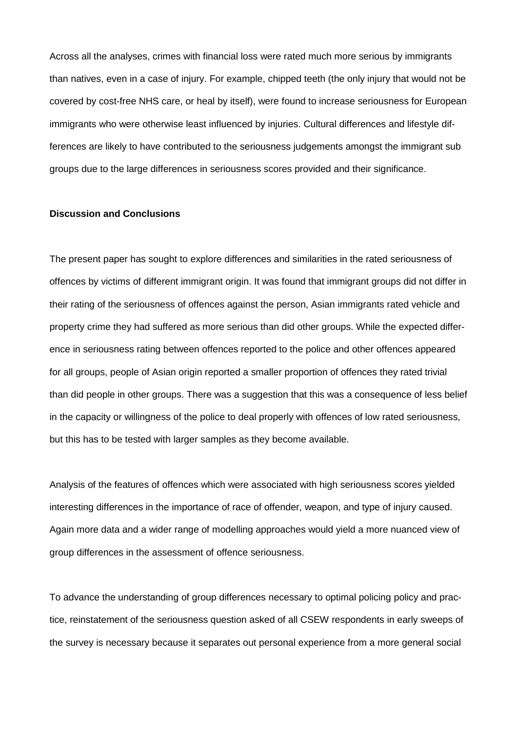Across all the analyses, crimes with financial loss were rated much more serious by immigrants than natives, even in a case of injury. For example, chipped teeth (the only injury that would not be covered by cost-free NHS care, or heal by itself), were found to increase seriousness for European immigrants who were otherwise least influenced by injuries. Cultural differences and lifestyle differences are likely to have contributed to the seriousness judgements amongst the immigrant sub groups due to the large differences in seriousness scores provided and their significance.

**Discussion and Conclusions**

The present paper has sought to explore differences and similarities in the rated seriousness of offences by victims of different immigrant origin. It was found that immigrant groups did not differ in their rating of the seriousness of offences against the person, Asian immigrants rated vehicle and property crime they had suffered as more serious than did other groups. While the expected difference in seriousness rating between offences reported to the police and other offences appeared for all groups, people of Asian origin reported a smaller proportion of offences they rated trivial than did people in other groups. There was a suggestion that this was a consequence of less belief in the capacity or willingness of the police to deal properly with offences of low rated seriousness, but this has to be tested with larger samples as they become available.

Analysis of the features of offences which were associated with high seriousness scores yielded interesting differences in the importance of race of offender, weapon, and type of injury caused. Again more data and a wider range of modelling approaches would yield a more nuanced view of group differences in the assessment of offence seriousness.

To advance the understanding of group differences necessary to optimal policing policy and practice, reinstatement of the seriousness question asked of all CSEW respondents in early sweeps of the survey is necessary because it separates out personal experience from a more general social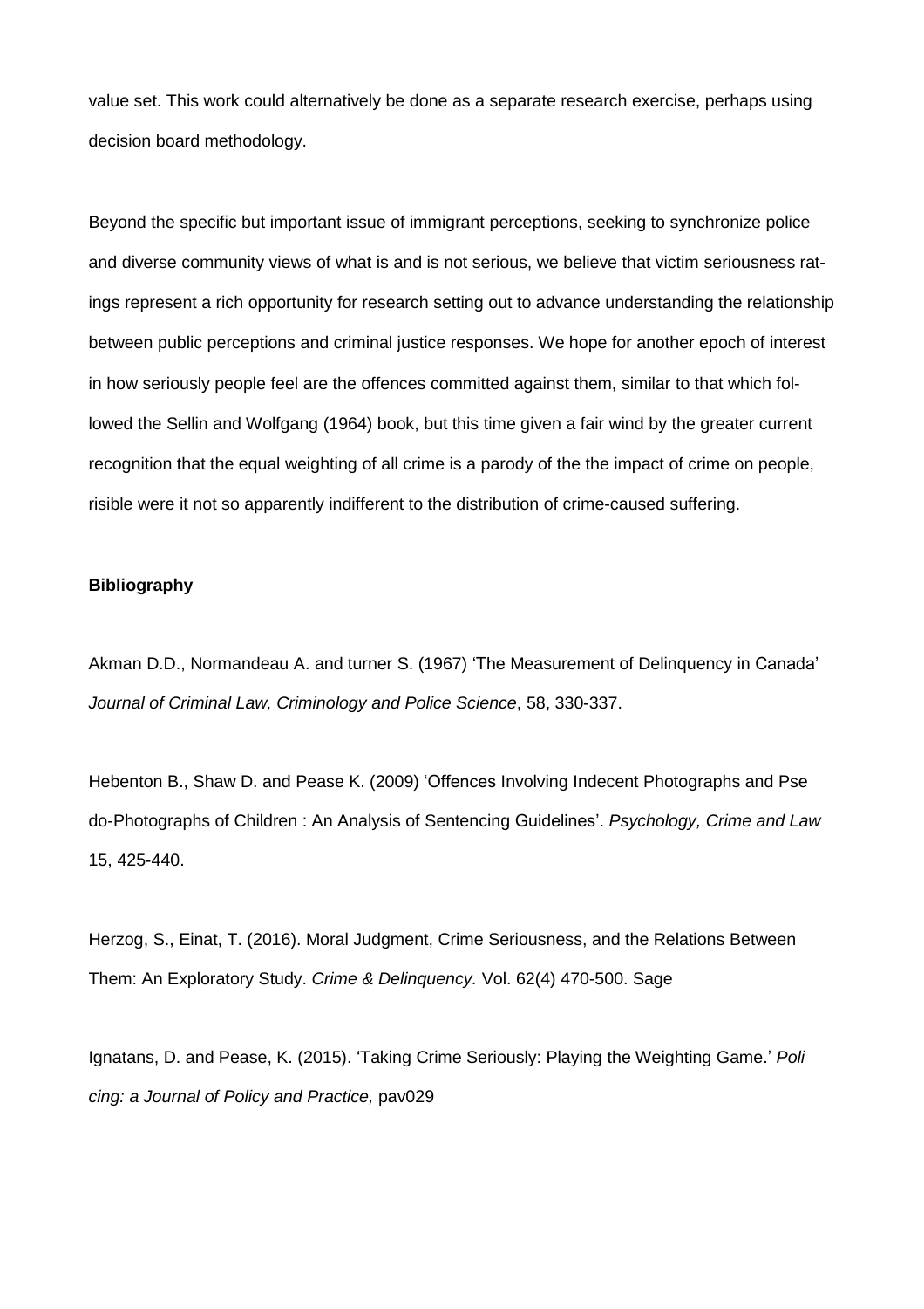value set. This work could alternatively be done as a separate research exercise, perhaps using decision board methodology.

Beyond the specific but important issue of immigrant perceptions, seeking to synchronize police and diverse community views of what is and is not serious, we believe that victim seriousness ratings represent a rich opportunity for research setting out to advance understanding the relationship between public perceptions and criminal justice responses. We hope for another epoch of interest in how seriously people feel are the offences committed against them, similar to that which followed the Sellin and Wolfgang (1964) book, but this time given a fair wind by the greater current recognition that the equal weighting of all crime is a parody of the the impact of crime on people, risible were it not so apparently indifferent to the distribution of crime-caused suffering.

**Bibliography**

Akman D.D., Normandeau A. and turner S. (1967) 'The Measurement of Delinquency in Canada' *Journal of Criminal Law, Criminology and Police Science*, 58, 330-337.

Hebenton B., Shaw D. and Pease K. (2009) 'Offences Involving Indecent Photographs and Pse do-Photographs of Children : An Analysis of Sentencing Guidelines'. *Psychology, Crime and Law* 15, 425-440.

Herzog, S., Einat, T. (2016). Moral Judgment, Crime Seriousness, and the Relations Between Them: An Exploratory Study. *Crime & Delinquency.* Vol. 62(4) 470-500. Sage

Ignatans, D. and Pease, K. (2015). 'Taking Crime Seriously: Playing the Weighting Game.' *Poli cing: a Journal of Policy and Practice,* pav029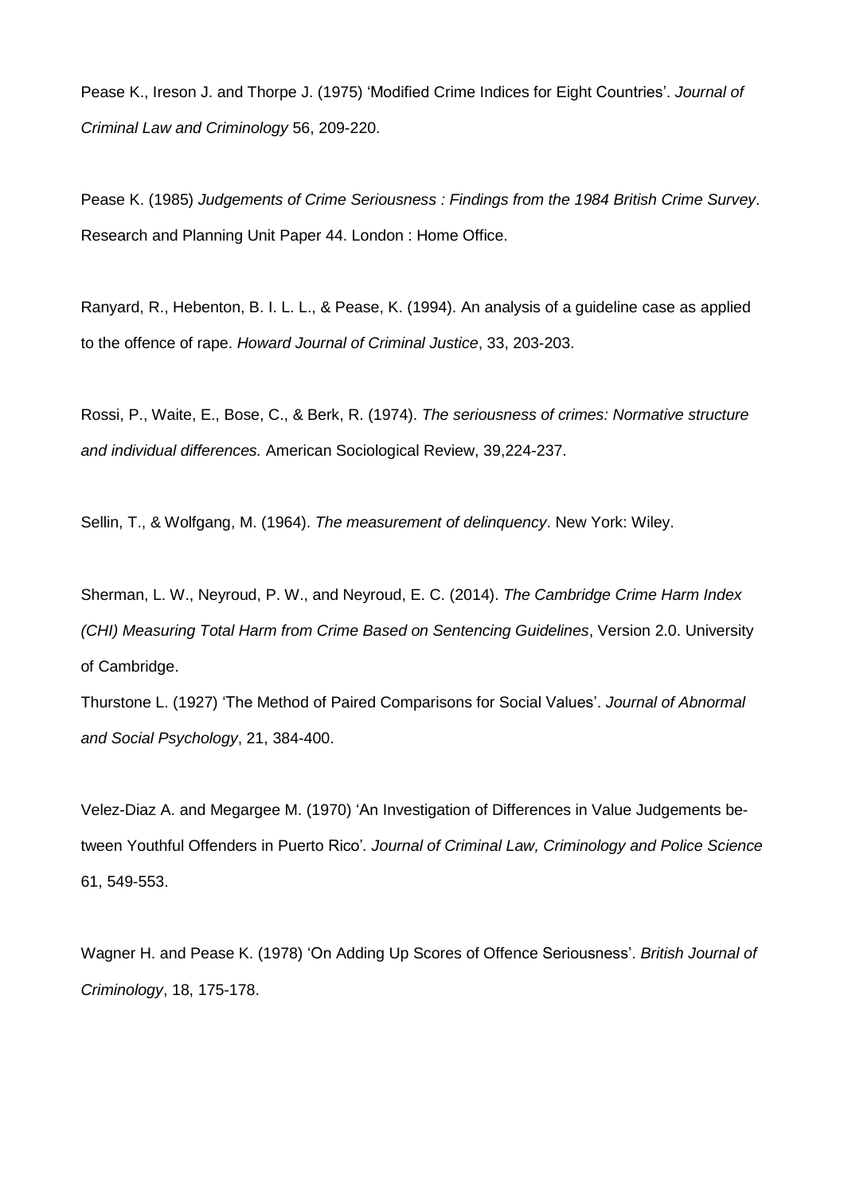Pease K., Ireson J. and Thorpe J. (1975) 'Modified Crime Indices for Eight Countries'. *Journal of Criminal Law and Criminology* 56, 209-220.

Pease K. (1985) *Judgements of Crime Seriousness : Findings from the 1984 British Crime Survey*. Research and Planning Unit Paper 44. London : Home Office.

Ranyard, R., Hebenton, B. I. L. L., & Pease, K. (1994). An analysis of a guideline case as applied to the offence of rape. *Howard Journal of Criminal Justice*, 33, 203-203.

Rossi, P., Waite, E., Bose, C., & Berk, R. (1974). *The seriousness of crimes: Normative structure and individual differences.* American Sociological Review, 39,224-237.

Sellin, T., & Wolfgang, M. (1964). *The measurement of delinquency*. New York: Wiley.

Sherman, L. W., Neyroud, P. W., and Neyroud, E. C. (2014). *The Cambridge Crime Harm Index (CHI) Measuring Total Harm from Crime Based on Sentencing Guidelines*, Version 2.0. University of Cambridge.

Thurstone L. (1927) 'The Method of Paired Comparisons for Social Values'. *Journal of Abnormal and Social Psychology*, 21, 384-400.

Velez-Diaz A. and Megargee M. (1970) 'An Investigation of Differences in Value Judgements between Youthful Offenders in Puerto Rico'. *Journal of Criminal Law, Criminology and Police Science* 61, 549-553.

Wagner H. and Pease K. (1978) 'On Adding Up Scores of Offence Seriousness'. *British Journal of Criminology*, 18, 175-178.